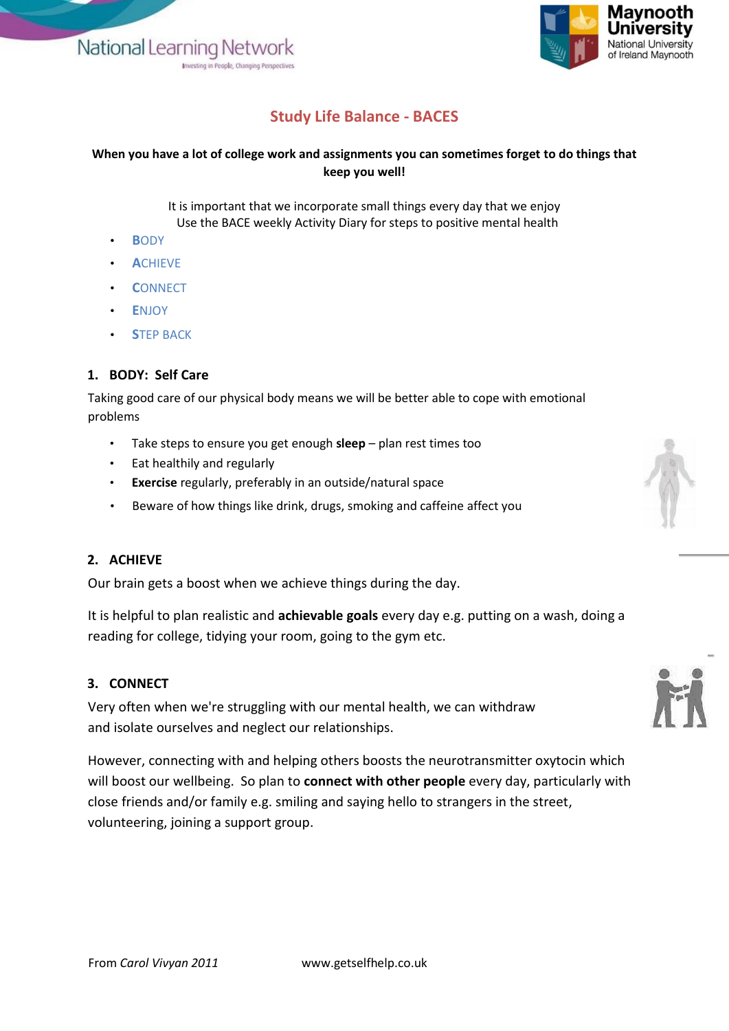# Study Life Balance - BACES

**When you have a lot of college work and assignments you can sometimes forget to do things that keep you well!**

It is important that we incorporate small things every day that we enjoy
Use the BACE weekly Activity Diary for steps to positive mental health

- **B**ODY
- **A**CHIEVE
- **C**ONNECT
- **E**NJOY
- **S**TEP BACK

## 1. BODY: Self Care

Taking good care of our physical body means we will be better able to cope with emotional problems

- Take steps to ensure you get enough **sleep** – plan rest times too
- Eat healthily and regularly
- **Exercise** regularly, preferably in an outside/natural space
- Beware of how things like drink, drugs, smoking and caffeine affect you

## 2. ACHIEVE

Our brain gets a boost when we achieve things during the day.

It is helpful to plan realistic and **achievable goals** every day e.g. putting on a wash, doing a reading for college, tidying your room, going to the gym etc.

## 3. CONNECT

Very often when we're struggling with our mental health, we can withdraw and isolate ourselves and neglect our relationships.

However, connecting with and helping others boosts the neurotransmitter oxytocin which will boost our wellbeing. So plan to **connect with other people** every day, particularly with close friends and/or family e.g. smiling and saying hello to strangers in the street, volunteering, joining a support group.

From *Carol Vivyan 2011* www.getselfhelp.co.uk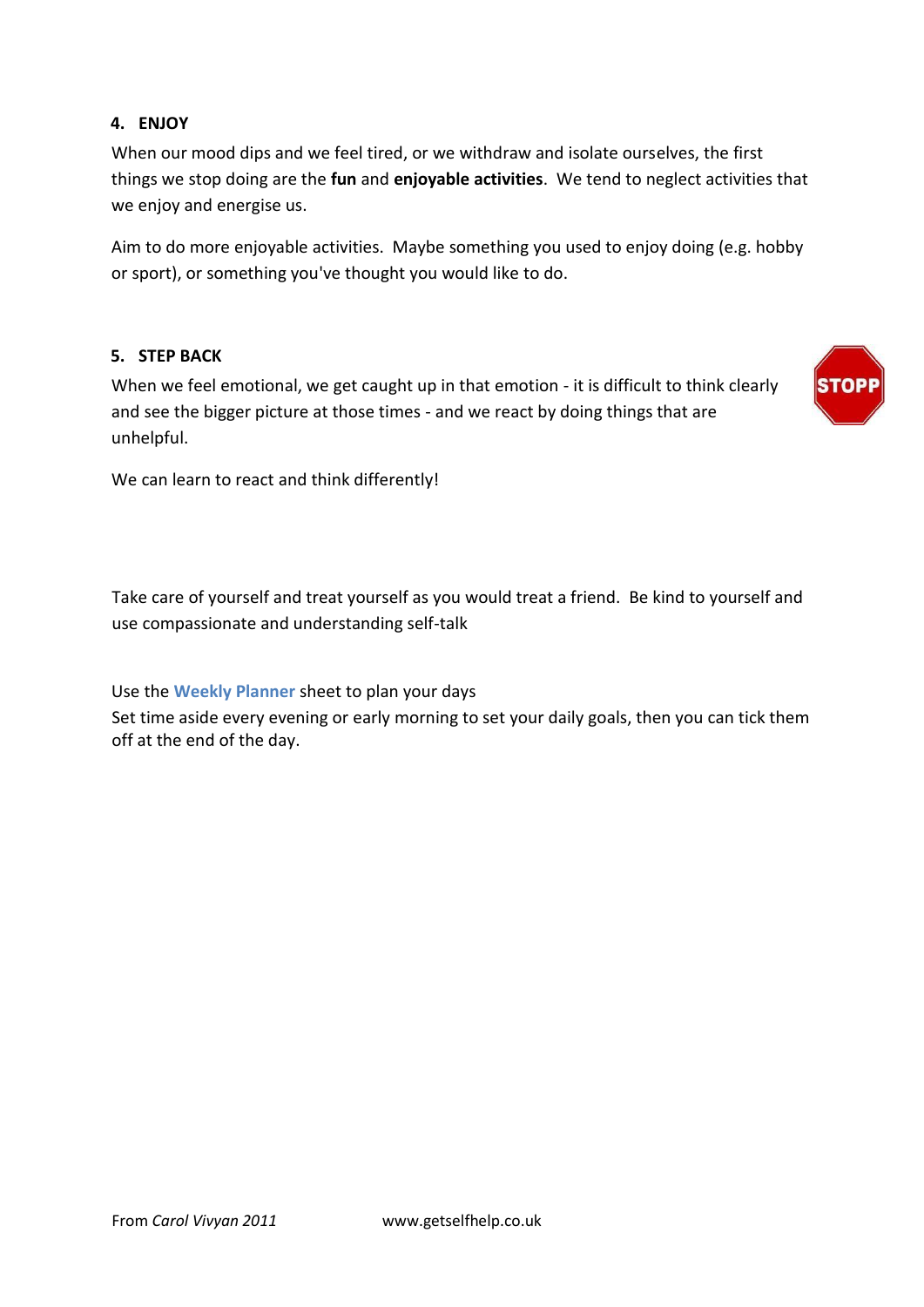### 4. ENJOY

When our mood dips and we feel tired, or we withdraw and isolate ourselves, the first things we stop doing are the **fun** and **enjoyable activities**. We tend to neglect activities that we enjoy and energise us.

Aim to do more enjoyable activities. Maybe something you used to enjoy doing (e.g. hobby or sport), or something you've thought you would like to do.

### 5. STEP BACK

When we feel emotional, we get caught up in that emotion - it is difficult to think clearly and see the bigger picture at those times - and we react by doing things that are unhelpful.

STOPP

We can learn to react and think differently!

Take care of yourself and treat yourself as you would treat a friend. Be kind to yourself and use compassionate and understanding self-talk

Use the **Weekly Planner** sheet to plan your days
Set time aside every evening or early morning to set your daily goals, then you can tick them off at the end of the day.

From *Carol Vivyan 2011* www.getselfhelp.co.uk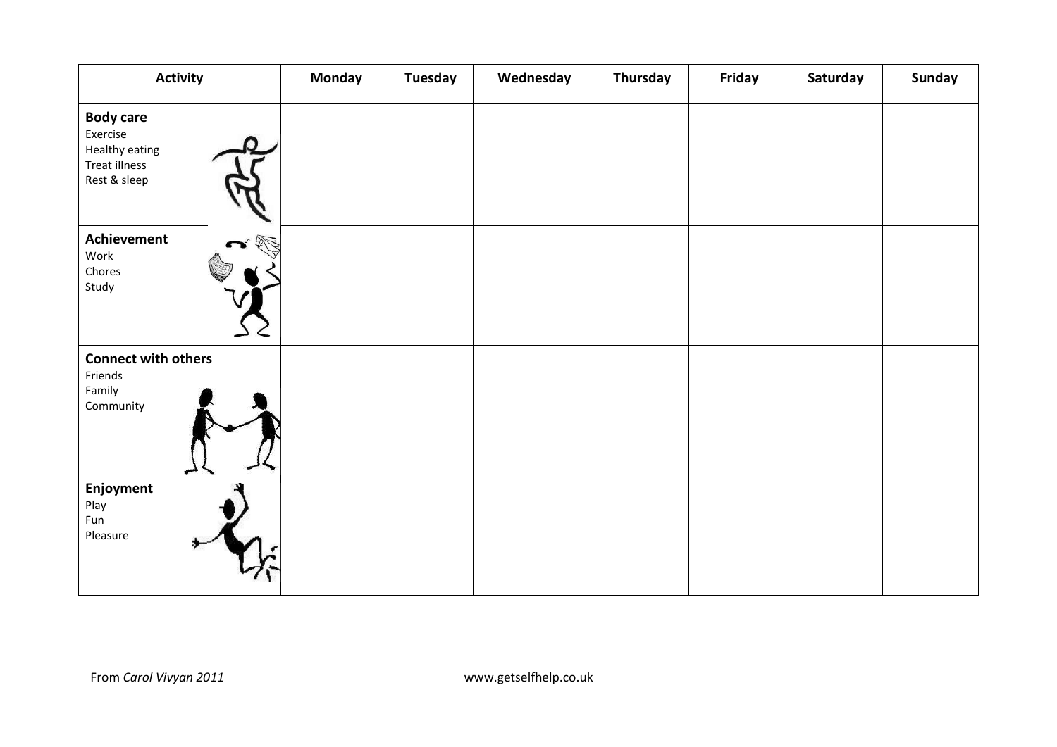| Activity | Monday | Tuesday | Wednesday | Thursday | Friday | Saturday | Sunday |
|---|---|---|---|---|---|---|---|
| **Body care**<br>Exercise<br>Healthy eating<br>Treat illness<br>Rest & sleep | | | | | | | |
| **Achievement**<br>Work<br>Chores<br>Study | | | | | | | |
| **Connect with others**<br>Friends<br>Family<br>Community | | | | | | | |
| **Enjoyment**<br>Play<br>Fun<br>Pleasure | | | | | | | |

From *Carol Vivyan 2011* www.getselfhelp.co.uk